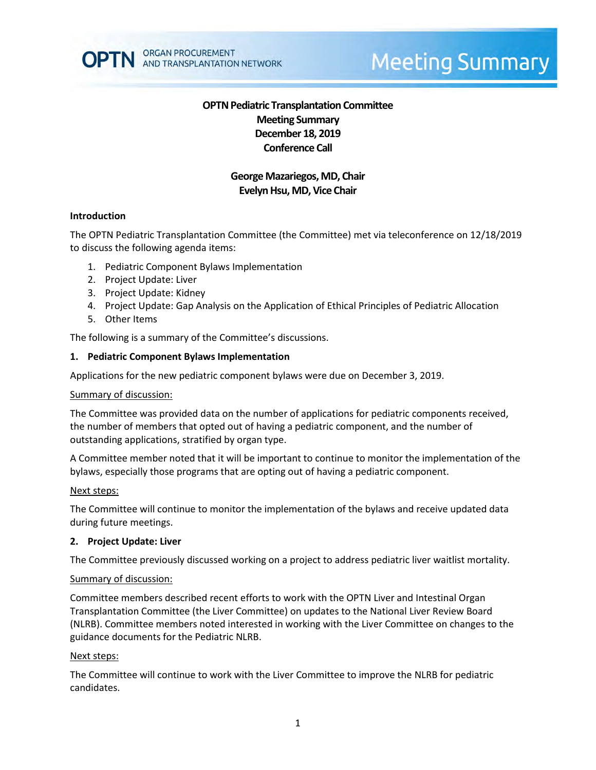OPTN ORGAN PROCUREMENT AND TRANSPLANTATION NETWORK

# Meeting Summary

**OPTN Pediatric Transplantation Committee**
**Meeting Summary**
**December 18, 2019**
**Conference Call**

**George Mazariegos, MD, Chair**
**Evelyn Hsu, MD, Vice Chair**

## Introduction

The OPTN Pediatric Transplantation Committee (the Committee) met via teleconference on 12/18/2019 to discuss the following agenda items:

1. Pediatric Component Bylaws Implementation
2. Project Update: Liver
3. Project Update: Kidney
4. Project Update: Gap Analysis on the Application of Ethical Principles of Pediatric Allocation
5. Other Items

The following is a summary of the Committee's discussions.

## 1. Pediatric Component Bylaws Implementation

Applications for the new pediatric component bylaws were due on December 3, 2019.

Summary of discussion:

The Committee was provided data on the number of applications for pediatric components received, the number of members that opted out of having a pediatric component, and the number of outstanding applications, stratified by organ type.

A Committee member noted that it will be important to continue to monitor the implementation of the bylaws, especially those programs that are opting out of having a pediatric component.

Next steps:

The Committee will continue to monitor the implementation of the bylaws and receive updated data during future meetings.

## 2. Project Update: Liver

The Committee previously discussed working on a project to address pediatric liver waitlist mortality.

Summary of discussion:

Committee members described recent efforts to work with the OPTN Liver and Intestinal Organ Transplantation Committee (the Liver Committee) on updates to the National Liver Review Board (NLRB). Committee members noted interested in working with the Liver Committee on changes to the guidance documents for the Pediatric NLRB.

Next steps:

The Committee will continue to work with the Liver Committee to improve the NLRB for pediatric candidates.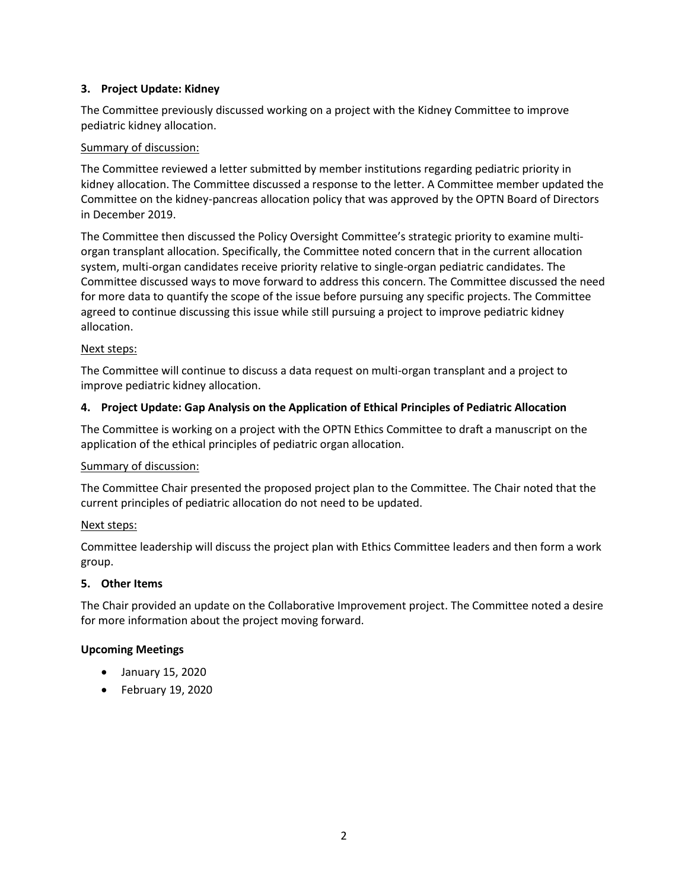### 3. Project Update: Kidney

The Committee previously discussed working on a project with the Kidney Committee to improve pediatric kidney allocation.

Summary of discussion:

The Committee reviewed a letter submitted by member institutions regarding pediatric priority in kidney allocation. The Committee discussed a response to the letter. A Committee member updated the Committee on the kidney-pancreas allocation policy that was approved by the OPTN Board of Directors in December 2019.

The Committee then discussed the Policy Oversight Committee's strategic priority to examine multi-organ transplant allocation. Specifically, the Committee noted concern that in the current allocation system, multi-organ candidates receive priority relative to single-organ pediatric candidates. The Committee discussed ways to move forward to address this concern. The Committee discussed the need for more data to quantify the scope of the issue before pursuing any specific projects. The Committee agreed to continue discussing this issue while still pursuing a project to improve pediatric kidney allocation.

Next steps:

The Committee will continue to discuss a data request on multi-organ transplant and a project to improve pediatric kidney allocation.

### 4. Project Update: Gap Analysis on the Application of Ethical Principles of Pediatric Allocation

The Committee is working on a project with the OPTN Ethics Committee to draft a manuscript on the application of the ethical principles of pediatric organ allocation.

Summary of discussion:

The Committee Chair presented the proposed project plan to the Committee. The Chair noted that the current principles of pediatric allocation do not need to be updated.

Next steps:

Committee leadership will discuss the project plan with Ethics Committee leaders and then form a work group.

### 5. Other Items

The Chair provided an update on the Collaborative Improvement project. The Committee noted a desire for more information about the project moving forward.

### Upcoming Meetings

- January 15, 2020
- February 19, 2020